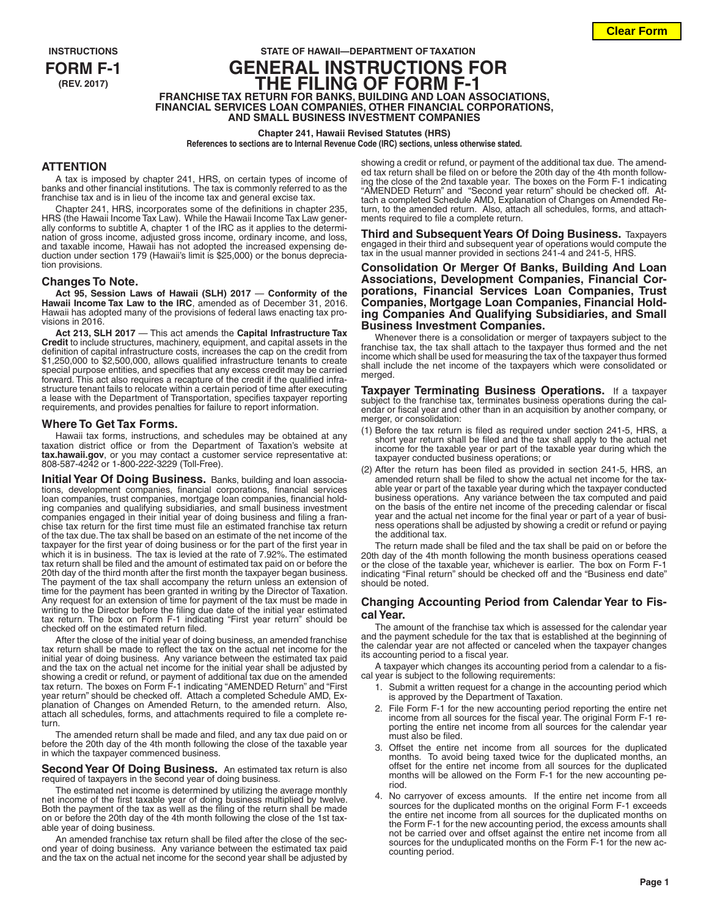**INSTRUCTIONS**

**FORM F-1**

**(REV. 2017)**

**STATE OF HAWAII—DEPARTMENT OF TAXATION**

# GENERAL INSTRUCTIONS FOR THE FILING OF FORM F-1

**FRANCHISE TAX RETURN FOR BANKS, BUILDING AND LOAN ASSOCIATIONS, FINANCIAL SERVICES LOAN COMPANIES, OTHER FINANCIAL CORPORATIONS, AND SMALL BUSINESS INVESTMENT COMPANIES**

**Chapter 241, Hawaii Revised Statutes (HRS)**

**References to sections are to Internal Revenue Code (IRC) sections, unless otherwise stated.**

## ATTENTION

A tax is imposed by chapter 241, HRS, on certain types of income of banks and other financial institutions. The tax is commonly referred to as the franchise tax and is in lieu of the income tax and general excise tax.

Chapter 241, HRS, incorporates some of the definitions in chapter 235, HRS (the Hawaii Income Tax Law). While the Hawaii Income Tax Law generally conforms to subtitle A, chapter 1 of the IRC as it applies to the determination of gross income, adjusted gross income, ordinary income, and loss, and taxable income, Hawaii has not adopted the increased expensing deduction under section 179 (Hawaii's limit is $25,000) or the bonus depreciation provisions.

## Changes To Note.

**Act 95, Session Laws of Hawaii (SLH) 2017** — **Conformity of the Hawaii Income Tax Law to the IRC**, amended as of December 31, 2016. Hawaii has adopted many of the provisions of federal laws enacting tax provisions in 2016.

**Act 213, SLH 2017** — This act amends the **Capital Infrastructure Tax Credit** to include structures, machinery, equipment, and capital assets in the definition of capital infrastructure costs, increases the cap on the credit from $1,250,000 to $2,500,000, allows qualified infrastructure tenants to create special purpose entities, and specifies that any excess credit may be carried forward. This act also requires a recapture of the credit if the qualified infrastructure tenant fails to relocate within a certain period of time after executing a lease with the Department of Transportation, specifies taxpayer reporting requirements, and provides penalties for failure to report information.

## Where To Get Tax Forms.

Hawaii tax forms, instructions, and schedules may be obtained at any taxation district office or from the Department of Taxation's website at **tax.hawaii.gov**, or you may contact a customer service representative at: 808-587-4242 or 1-800-222-3229 (Toll-Free).

**Initial Year Of Doing Business.** Banks, building and loan associations, development companies, financial corporations, financial services loan companies, trust companies, mortgage loan companies, financial holding companies and qualifying subsidiaries, and small business investment companies engaged in their initial year of doing business and filing a franchise tax return for the first time must file an estimated franchise tax return of the tax due. The tax shall be based on an estimate of the net income of the taxpayer for the first year of doing business or for the part of the first year in which it is in business. The tax is levied at the rate of 7.92%. The estimated tax return shall be filed and the amount of estimated tax paid on or before the 20th day of the third month after the first month the taxpayer began business. The payment of the tax shall accompany the return unless an extension of time for the payment has been granted in writing by the Director of Taxation. Any request for an extension of time for payment of the tax must be made in writing to the Director before the filing due date of the initial year estimated tax return. The box on Form F-1 indicating "First year return" should be checked off on the estimated return filed.

After the close of the initial year of doing business, an amended franchise tax return shall be made to reflect the tax on the actual net income for the initial year of doing business. Any variance between the estimated tax paid and the tax on the actual net income for the initial year shall be adjusted by showing a credit or refund, or payment of additional tax due on the amended tax return. The boxes on Form F-1 indicating "AMENDED Return" and "First year return" should be checked off. Attach a completed Schedule AMD, Explanation of Changes on Amended Return, to the amended return. Also, attach all schedules, forms, and attachments required to file a complete return.

The amended return shall be made and filed, and any tax due paid on or before the 20th day of the 4th month following the close of the taxable year in which the taxpayer commenced business.

**Second Year Of Doing Business.** An estimated tax return is also required of taxpayers in the second year of doing business.

The estimated net income is determined by utilizing the average monthly net income of the first taxable year of doing business multiplied by twelve. Both the payment of the tax as well as the filing of the return shall be made on or before the 20th day of the 4th month following the close of the 1st taxable year of doing business.

An amended franchise tax return shall be filed after the close of the second year of doing business. Any variance between the estimated tax paid and the tax on the actual net income for the second year shall be adjusted by showing a credit or refund, or payment of the additional tax due. The amended tax return shall be filed on or before the 20th day of the 4th month following the close of the 2nd taxable year. The boxes on the Form F-1 indicating "AMENDED Return" and "Second year return" should be checked off. Attach a completed Schedule AMD, Explanation of Changes on Amended Return, to the amended return. Also, attach all schedules, forms, and attachments required to file a complete return.

**Third and Subsequent Years Of Doing Business.** Taxpayers engaged in their third and subsequent year of operations would compute the tax in the usual manner provided in sections 241-4 and 241-5, HRS.

**Consolidation Or Merger Of Banks, Building And Loan Associations, Development Companies, Financial Corporations, Financial Services Loan Companies, Trust Companies, Mortgage Loan Companies, Financial Holding Companies And Qualifying Subsidiaries, and Small Business Investment Companies.**

Whenever there is a consolidation or merger of taxpayers subject to the franchise tax, the tax shall attach to the taxpayer thus formed and the net income which shall be used for measuring the tax of the taxpayer thus formed shall include the net income of the taxpayers which were consolidated or merged.

**Taxpayer Terminating Business Operations.** If a taxpayer subject to the franchise tax, terminates business operations during the calendar or fiscal year and other than in an acquisition by another company, or merger, or consolidation:

(1) Before the tax return is filed as required under section 241-5, HRS, a short year return shall be filed and the tax shall apply to the actual net income for the taxable year or part of the taxable year during which the taxpayer conducted business operations; or

(2) After the return has been filed as provided in section 241-5, HRS, an amended return shall be filed to show the actual net income for the taxable year or part of the taxable year during which the taxpayer conducted business operations. Any variance between the tax computed and paid on the basis of the entire net income of the preceding calendar or fiscal year and the actual net income for the final year or part of a year of business operations shall be adjusted by showing a credit or refund or paying the additional tax.

The return made shall be filed and the tax shall be paid on or before the 20th day of the 4th month following the month business operations ceased or the close of the taxable year, whichever is earlier. The box on Form F-1 indicating "Final return" should be checked off and the "Business end date" should be noted.

## Changing Accounting Period from Calendar Year to Fiscal Year.

The amount of the franchise tax which is assessed for the calendar year and the payment schedule for the tax that is established at the beginning of the calendar year are not affected or canceled when the taxpayer changes its accounting period to a fiscal year.

A taxpayer which changes its accounting period from a calendar to a fiscal year is subject to the following requirements:

1. Submit a written request for a change in the accounting period which is approved by the Department of Taxation.
2. File Form F-1 for the new accounting period reporting the entire net income from all sources for the fiscal year. The original Form F-1 reporting the entire net income from all sources for the calendar year must also be filed.
3. Offset the entire net income from all sources for the duplicated months. To avoid being taxed twice for the duplicated months, an offset for the entire net income from all sources for the duplicated months will be allowed on the Form F-1 for the new accounting period.
4. No carryover of excess amounts. If the entire net income from all sources for the duplicated months on the original Form F-1 exceeds the entire net income from all sources for the duplicated months on the Form F-1 for the new accounting period, the excess amounts shall not be carried over and offset against the entire net income from all sources for the unduplicated months on the Form F-1 for the new accounting period.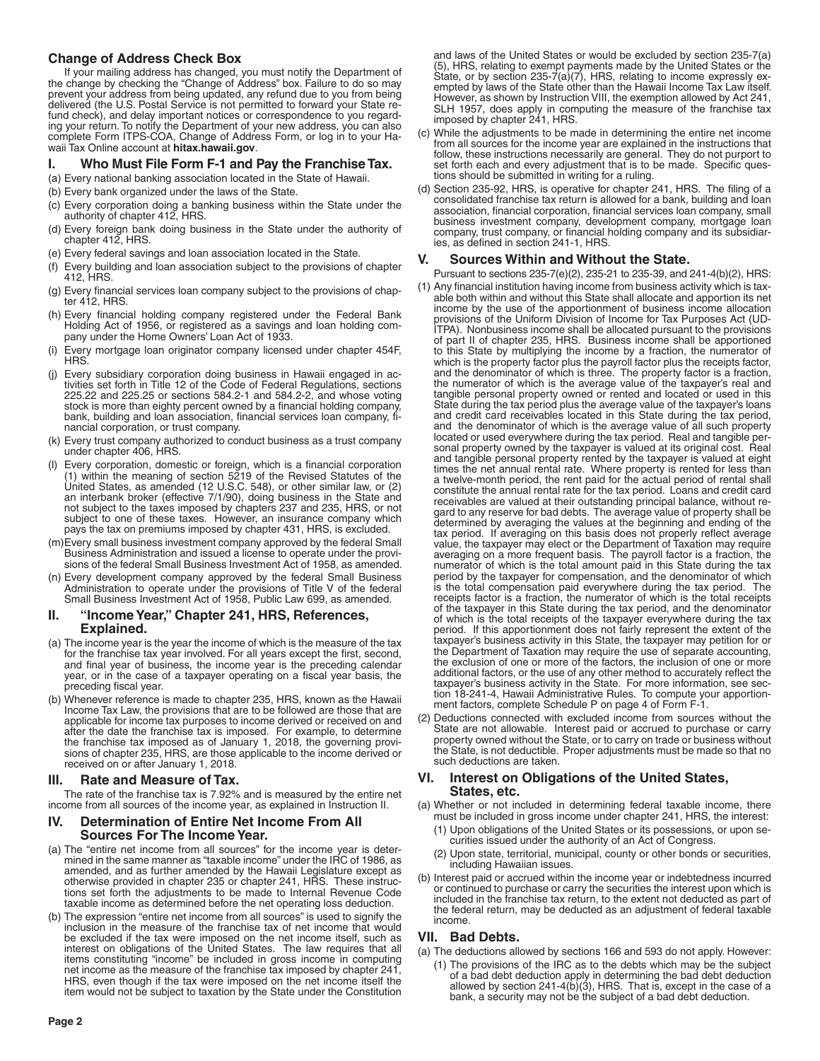### Change of Address Check Box

If your mailing address has changed, you must notify the Department of the change by checking the "Change of Address" box. Failure to do so may prevent your address from being updated, any refund due to you from being delivered (the U.S. Postal Service is not permitted to forward your State refund check), and delay important notices or correspondence to you regarding your return. To notify the Department of your new address, you can also complete Form ITPS-COA, Change of Address Form, or log in to your Hawaii Tax Online account at **hitax.hawaii.gov**.

## I. Who Must File Form F-1 and Pay the Franchise Tax.

(a) Every national banking association located in the State of Hawaii.

(b) Every bank organized under the laws of the State.

(c) Every corporation doing a banking business within the State under the authority of chapter 412, HRS.

(d) Every foreign bank doing business in the State under the authority of chapter 412, HRS.

(e) Every federal savings and loan association located in the State.

(f) Every building and loan association subject to the provisions of chapter 412, HRS.

(g) Every financial services loan company subject to the provisions of chapter 412, HRS.

(h) Every financial holding company registered under the Federal Bank Holding Act of 1956, or registered as a savings and loan holding company under the Home Owners' Loan Act of 1933.

(i) Every mortgage loan originator company licensed under chapter 454F, HRS.

(j) Every subsidiary corporation doing business in Hawaii engaged in activities set forth in Title 12 of the Code of Federal Regulations, sections 225.22 and 225.25 or sections 584.2-1 and 584.2-2, and whose voting stock is more than eighty percent owned by a financial holding company, bank, building and loan association, financial services loan company, financial corporation, or trust company.

(k) Every trust company authorized to conduct business as a trust company under chapter 406, HRS.

(l) Every corporation, domestic or foreign, which is a financial corporation (1) within the meaning of section 5219 of the Revised Statutes of the United States, as amended (12 U.S.C. 548), or other similar law, or (2) an interbank broker (effective 7/1/90), doing business in the State and not subject to the taxes imposed by chapters 237 and 235, HRS, or not subject to one of these taxes. However, an insurance company which pays the tax on premiums imposed by chapter 431, HRS, is excluded.

(m) Every small business investment company approved by the federal Small Business Administration and issued a license to operate under the provisions of the federal Small Business Investment Act of 1958, as amended.

(n) Every development company approved by the federal Small Business Administration to operate under the provisions of Title V of the federal Small Business Investment Act of 1958, Public Law 699, as amended.

## II. "Income Year," Chapter 241, HRS, References, Explained.

(a) The income year is the year the income of which is the measure of the tax for the franchise tax year involved. For all years except the first, second, and final year of business, the income year is the preceding calendar year, or in the case of a taxpayer operating on a fiscal year basis, the preceding fiscal year.

(b) Whenever reference is made to chapter 235, HRS, known as the Hawaii Income Tax Law, the provisions that are to be followed are those that are applicable for income tax purposes to income derived or received on and after the date the franchise tax is imposed. For example, to determine the franchise tax imposed as of January 1, 2018, the governing provisions of chapter 235, HRS, are those applicable to the income derived or received on or after January 1, 2018.

## III. Rate and Measure of Tax.

The rate of the franchise tax is 7.92% and is measured by the entire net income from all sources of the income year, as explained in Instruction II.

## IV. Determination of Entire Net Income From All Sources For The Income Year.

(a) The "entire net income from all sources" for the income year is determined in the same manner as "taxable income" under the IRC of 1986, as amended, and as further amended by the Hawaii Legislature except as otherwise provided in chapter 235 or chapter 241, HRS. These instructions set forth the adjustments to be made to Internal Revenue Code taxable income as determined before the net operating loss deduction.

(b) The expression "entire net income from all sources" is used to signify the inclusion in the measure of the franchise tax of net income that would be excluded if the tax were imposed on the net income itself, such as interest on obligations of the United States. The law requires that all items constituting "income" be included in gross income in computing net income as the measure of the franchise tax imposed by chapter 241, HRS, even though if the tax were imposed on the net income itself the item would not be subject to taxation by the State under the Constitution and laws of the United States or would be excluded by section 235-7(a)(5), HRS, relating to exempt payments made by the United States or the State, or by section 235-7(a)(7), HRS, relating to income expressly exempted by laws of the State other than the Hawaii Income Tax Law itself. However, as shown by Instruction VIII, the exemption allowed by Act 241, SLH 1957, does apply in computing the measure of the franchise tax imposed by chapter 241, HRS.

(c) While the adjustments to be made in determining the entire net income from all sources for the income year are explained in the instructions that follow, these instructions necessarily are general. They do not purport to set forth each and every adjustment that is to be made. Specific questions should be submitted in writing for a ruling.

(d) Section 235-92, HRS, is operative for chapter 241, HRS. The filing of a consolidated franchise tax return is allowed for a bank, building and loan association, financial corporation, financial services loan company, small business investment company, development company, mortgage loan company, trust company, or financial holding company and its subsidiaries, as defined in section 241-1, HRS.

## V. Sources Within and Without the State.

Pursuant to sections 235-7(e)(2), 235-21 to 235-39, and 241-4(b)(2), HRS:

(1) Any financial institution having income from business activity which is taxable both within and without this State shall allocate and apportion its net income by the use of the apportionment of business income allocation provisions of the Uniform Division of Income for Tax Purposes Act (UDITPA). Nonbusiness income shall be allocated pursuant to the provisions of part II of chapter 235, HRS. Business income shall be apportioned to this State by multiplying the income by a fraction, the numerator of which is the property factor plus the payroll factor plus the receipts factor, and the denominator of which is three. The property factor is a fraction, the numerator of which is the average value of the taxpayer's real and tangible personal property owned or rented and located or used in this State during the tax period plus the average value of the taxpayer's loans and credit card receivables located in this State during the tax period, and the denominator of which is the average value of all such property located or used everywhere during the tax period. Real and tangible personal property owned by the taxpayer is valued at its original cost. Real and tangible personal property rented by the taxpayer is valued at eight times the net annual rental rate. Where property is rented for less than a twelve-month period, the rent paid for the actual period of rental shall constitute the annual rental rate for the tax period. Loans and credit card receivables are valued at their outstanding principal balance, without regard to any reserve for bad debts. The average value of property shall be determined by averaging the values at the beginning and ending of the tax period. If averaging on this basis does not properly reflect average value, the taxpayer may elect or the Department of Taxation may require averaging on a more frequent basis. The payroll factor is a fraction, the numerator of which is the total amount paid in this State during the tax period by the taxpayer for compensation, and the denominator of which is the total compensation paid everywhere during the tax period. The receipts factor is a fraction, the numerator of which is the total receipts of the taxpayer in this State during the tax period, and the denominator of which is the total receipts of the taxpayer everywhere during the tax period. If this apportionment does not fairly represent the extent of the taxpayer's business activity in this State, the taxpayer may petition for or the Department of Taxation may require the use of separate accounting, the exclusion of one or more of the factors, the inclusion of one or more additional factors, or the use of any other method to accurately reflect the taxpayer's business activity in the State. For more information, see section 18-241-4, Hawaii Administrative Rules. To compute your apportionment factors, complete Schedule P on page 4 of Form F-1.

(2) Deductions connected with excluded income from sources without the State are not allowable. Interest paid or accrued to purchase or carry property owned without the State, or to carry on trade or business without the State, is not deductible. Proper adjustments must be made so that no such deductions are taken.

## VI. Interest on Obligations of the United States, States, etc.

(a) Whether or not included in determining federal taxable income, there must be included in gross income under chapter 241, HRS, the interest:

   (1) Upon obligations of the United States or its possessions, or upon securities issued under the authority of an Act of Congress.

   (2) Upon state, territorial, municipal, county or other bonds or securities, including Hawaiian issues.

(b) Interest paid or accrued within the income year or indebtedness incurred or continued to purchase or carry the securities the interest upon which is included in the franchise tax return, to the extent not deducted as part of the federal return, may be deducted as an adjustment of federal taxable income.

## VII. Bad Debts.

(a) The deductions allowed by sections 166 and 593 do not apply. However:

   (1) The provisions of the IRC as to the debts which may be the subject of a bad debt deduction apply in determining the bad debt deduction allowed by section 241-4(b)(3), HRS. That is, except in the case of a bank, a security may not be the subject of a bad debt deduction.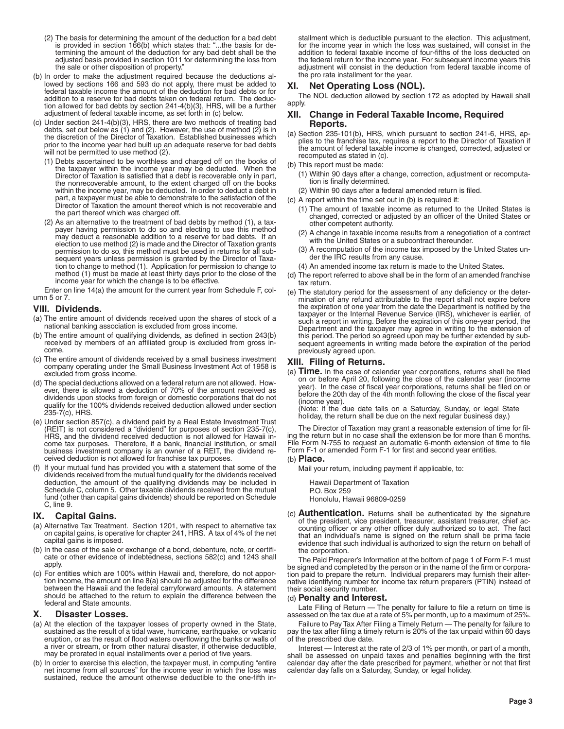(2) The basis for determining the amount of the deduction for a bad debt is provided in section 166(b) which states that: "...the basis for determining the amount of the deduction for any bad debt shall be the adjusted basis provided in section 1011 for determining the loss from the sale or other disposition of property."

(b) In order to make the adjustment required because the deductions allowed by sections 166 and 593 do not apply, there must be added to federal taxable income the amount of the deduction for bad debts or for addition to a reserve for bad debts taken on federal return. The deduction allowed for bad debts by section 241-4(b)(3), HRS, will be a further adjustment of federal taxable income, as set forth in (c) below.

(c) Under section 241-4(b)(3), HRS, there are two methods of treating bad debts, set out below as (1) and (2). However, the use of method (2) is in the discretion of the Director of Taxation. Established businesses which prior to the income year had built up an adequate reserve for bad debts will not be permitted to use method (2).

(1) Debts ascertained to be worthless and charged off on the books of the taxpayer within the income year may be deducted. When the Director of Taxation is satisfied that a debt is recoverable only in part, the nonrecoverable amount, to the extent charged off on the books within the income year, may be deducted. In order to deduct a debt in part, a taxpayer must be able to demonstrate to the satisfaction of the Director of Taxation the amount thereof which is not recoverable and the part thereof which was charged off.

(2) As an alternative to the treatment of bad debts by method (1), a taxpayer having permission to do so and electing to use this method may deduct a reasonable addition to a reserve for bad debts. If an election to use method (2) is made and the Director of Taxation grants permission to do so, this method must be used in returns for all subsequent years unless permission is granted by the Director of Taxation to change to method (1). Application for permission to change to method (1) must be made at least thirty days prior to the close of the income year for which the change is to be effective.

Enter on line 14(a) the amount for the current year from Schedule F, column 5 or 7.

## VIII. Dividends.

(a) The entire amount of dividends received upon the shares of stock of a national banking association is excluded from gross income.

(b) The entire amount of qualifying dividends, as defined in section 243(b) received by members of an affiliated group is excluded from gross income.

(c) The entire amount of dividends received by a small business investment company operating under the Small Business Investment Act of 1958 is excluded from gross income.

(d) The special deductions allowed on a federal return are not allowed. However, there is allowed a deduction of 70% of the amount received as dividends upon stocks from foreign or domestic corporations that do not qualify for the 100% dividends received deduction allowed under section 235-7(c), HRS.

(e) Under section 857(c), a dividend paid by a Real Estate Investment Trust (REIT) is not considered a "dividend" for purposes of section 235-7(c), HRS, and the dividend received deduction is not allowed for Hawaii income tax purposes. Therefore, if a bank, financial institution, or small business investment company is an owner of a REIT, the dividend received deduction is not allowed for franchise tax purposes.

(f) If your mutual fund has provided you with a statement that some of the dividends received from the mutual fund qualify for the dividends received deduction, the amount of the qualifying dividends may be included in Schedule C, column 5. Other taxable dividends received from the mutual fund (other than capital gains dividends) should be reported on Schedule C, line 9.

## IX. Capital Gains.

(a) Alternative Tax Treatment. Section 1201, with respect to alternative tax on capital gains, is operative for chapter 241, HRS. A tax of 4% of the net capital gains is imposed.

(b) In the case of the sale or exchange of a bond, debenture, note, or certificate or other evidence of indebtedness, sections 582(c) and 1243 shall apply.

(c) For entities which are 100% within Hawaii and, therefore, do not apportion income, the amount on line 8(a) should be adjusted for the difference between the Hawaii and the federal carryforward amounts. A statement should be attached to the return to explain the difference between the federal and State amounts.

## X. Disaster Losses.

(a) At the election of the taxpayer losses of property owned in the State, sustained as the result of a tidal wave, hurricane, earthquake, or volcanic eruption, or as the result of flood waters overflowing the banks or walls of a river or stream, or from other natural disaster, if otherwise deductible, may be prorated in equal installments over a period of five years.

(b) In order to exercise this election, the taxpayer must, in computing "entire net income from all sources" for the income year in which the loss was sustained, reduce the amount otherwise deductible to the one-fifth installment which is deductible pursuant to the election. This adjustment, for the income year in which the loss was sustained, will consist in the addition to federal taxable income of four-fifths of the loss deducted on the federal return for the income year. For subsequent income years this adjustment will consist in the deduction from federal taxable income of the pro rata installment for the year.

## XI. Net Operating Loss (NOL).

The NOL deduction allowed by section 172 as adopted by Hawaii shall apply.

## XII. Change in Federal Taxable Income, Required Reports.

(a) Section 235-101(b), HRS, which pursuant to section 241-6, HRS, applies to the franchise tax, requires a report to the Director of Taxation if the amount of federal taxable income is changed, corrected, adjusted or recomputed as stated in (c).

(b) This report must be made:

(1) Within 90 days after a change, correction, adjustment or recomputation is finally determined.

(2) Within 90 days after a federal amended return is filed.

(c) A report within the time set out in (b) is required if:

(1) The amount of taxable income as returned to the United States is changed, corrected or adjusted by an officer of the United States or other competent authority.

(2) A change in taxable income results from a renegotiation of a contract with the United States or a subcontract thereunder.

(3) A recomputation of the income tax imposed by the United States under the IRC results from any cause.

(4) An amended income tax return is made to the United States.

(d) The report referred to above shall be in the form of an amended franchise tax return.

(e) The statutory period for the assessment of any deficiency or the determination of any refund attributable to the report shall not expire before the expiration of one year from the date the Department is notified by the taxpayer or the Internal Revenue Service (IRS), whichever is earlier, of such a report in writing. Before the expiration of this one-year period, the Department and the taxpayer may agree in writing to the extension of this period. The period so agreed upon may be further extended by subsequent agreements in writing made before the expiration of the period previously agreed upon.

## XIII. Filing of Returns.

(a) **Time.** In the case of calendar year corporations, returns shall be filed on or before April 20, following the close of the calendar year (income year). In the case of fiscal year corporations, returns shall be filed on or before the 20th day of the 4th month following the close of the fiscal year (income year).
(Note: If the due date falls on a Saturday, Sunday, or legal State holiday, the return shall be due on the next regular business day.)

The Director of Taxation may grant a reasonable extension of time for filing the return but in no case shall the extension be for more than 6 months. File Form N-755 to request an automatic 6-month extension of time to file Form F-1 or amended Form F-1 for first and second year entities.

(b) **Place.**

Mail your return, including payment if applicable, to:

Hawaii Department of Taxation
P.O. Box 259
Honolulu, Hawaii 96809-0259

(c) **Authentication.** Returns shall be authenticated by the signature of the president, vice president, treasurer, assistant treasurer, chief accounting officer or any other officer duly authorized so to act. The fact that an individual's name is signed on the return shall be prima facie evidence that such individual is authorized to sign the return on behalf of the corporation.

The Paid Preparer's Information at the bottom of page 1 of Form F-1 must be signed and completed by the person or in the name of the firm or corporation paid to prepare the return. Individual preparers may furnish their alternative identifying number for income tax return preparers (PTIN) instead of their social security number.

(d) **Penalty and Interest.**

Late Filing of Return — The penalty for failure to file a return on time is assessed on the tax due at a rate of 5% per month, up to a maximum of 25%.

Failure to Pay Tax After Filing a Timely Return — The penalty for failure to pay the tax after filing a timely return is 20% of the tax unpaid within 60 days of the prescribed due date.

Interest — Interest at the rate of 2/3 of 1% per month, or part of a month, shall be assessed on unpaid taxes and penalties beginning with the first calendar day after the date prescribed for payment, whether or not that first calendar day falls on a Saturday, Sunday, or legal holiday.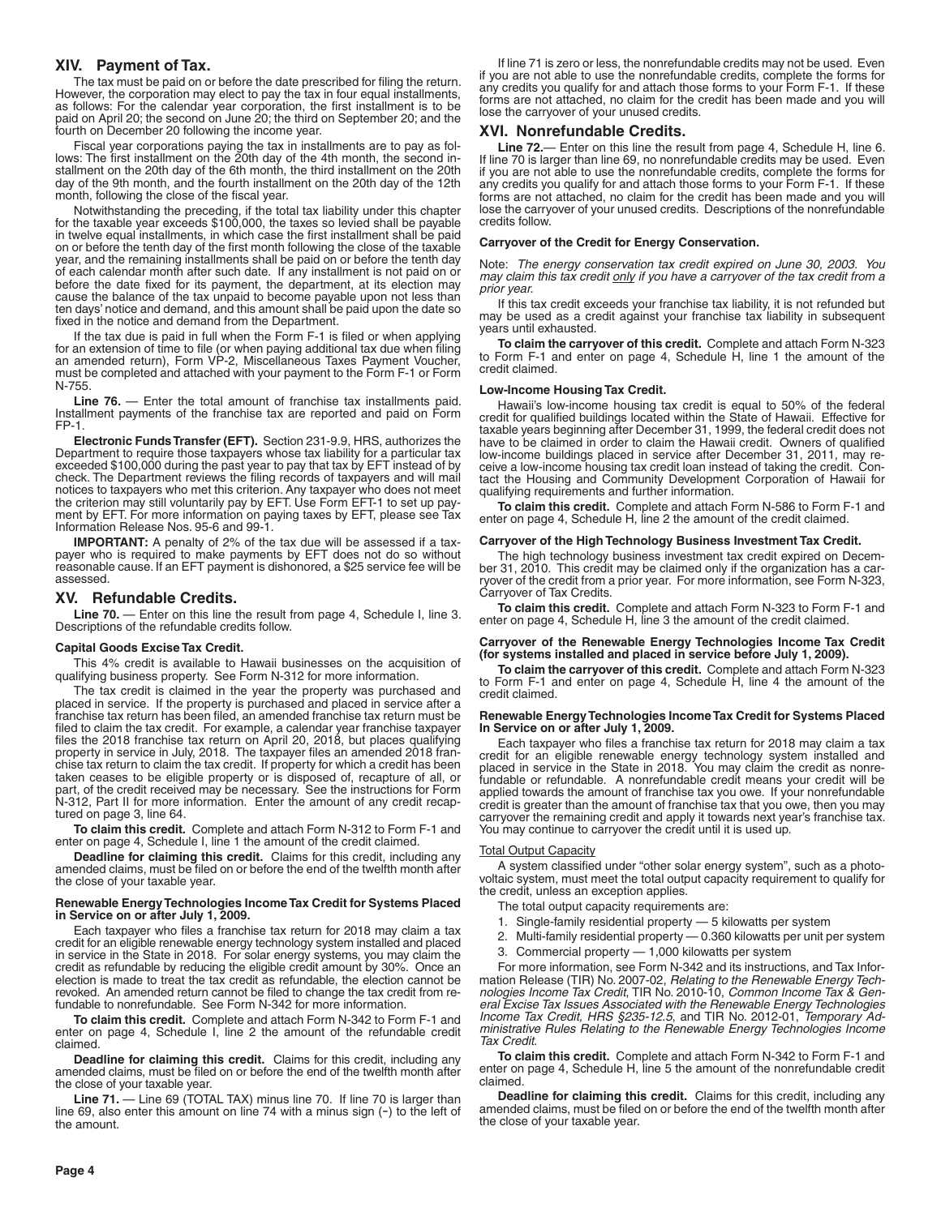## XIV. Payment of Tax.

The tax must be paid on or before the date prescribed for filing the return. However, the corporation may elect to pay the tax in four equal installments, as follows: For the calendar year corporation, the first installment is to be paid on April 20; the second on June 20; the third on September 20; and the fourth on December 20 following the income year.

Fiscal year corporations paying the tax in installments are to pay as follows: The first installment on the 20th day of the 4th month, the second installment on the 20th day of the 6th month, the third installment on the 20th day of the 9th month, and the fourth installment on the 20th day of the 12th month, following the close of the fiscal year.

Notwithstanding the preceding, if the total tax liability under this chapter for the taxable year exceeds $100,000, the taxes so levied shall be payable in twelve equal installments, in which case the first installment shall be paid on or before the tenth day of the first month following the close of the taxable year, and the remaining installments shall be paid on or before the tenth day of each calendar month after such date. If any installment is not paid on or before the date fixed for its payment, the department, at its election may cause the balance of the tax unpaid to become payable upon not less than ten days' notice and demand, and this amount shall be paid upon the date so fixed in the notice and demand from the Department.

If the tax due is paid in full when the Form F-1 is filed or when applying for an extension of time to file (or when paying additional tax due when filing an amended return), Form VP-2, Miscellaneous Taxes Payment Voucher, must be completed and attached with your payment to the Form F-1 or Form N-755.

**Line 76.** — Enter the total amount of franchise tax installments paid. Installment payments of the franchise tax are reported and paid on Form FP-1.

**Electronic Funds Transfer (EFT).** Section 231-9.9, HRS, authorizes the Department to require those taxpayers whose tax liability for a particular tax exceeded $100,000 during the past year to pay that tax by EFT instead of by check. The Department reviews the filing records of taxpayers and will mail notices to taxpayers who met this criterion. Any taxpayer who does not meet the criterion may still voluntarily pay by EFT. Use Form EFT-1 to set up payment by EFT. For more information on paying taxes by EFT, please see Tax Information Release Nos. 95-6 and 99-1.

**IMPORTANT:** A penalty of 2% of the tax due will be assessed if a taxpayer who is required to make payments by EFT does not do so without reasonable cause. If an EFT payment is dishonored, a $25 service fee will be assessed.

## XV. Refundable Credits.

**Line 70.** — Enter on this line the result from page 4, Schedule I, line 3. Descriptions of the refundable credits follow.

### Capital Goods Excise Tax Credit.

This 4% credit is available to Hawaii businesses on the acquisition of qualifying business property. See Form N-312 for more information.

The tax credit is claimed in the year the property was purchased and placed in service. If the property is purchased and placed in service after a franchise tax return has been filed, an amended franchise tax return must be filed to claim the tax credit. For example, a calendar year franchise taxpayer files the 2018 franchise tax return on April 20, 2018, but places qualifying property in service in July, 2018. The taxpayer files an amended 2018 franchise tax return to claim the tax credit. If property for which a credit has been taken ceases to be eligible property or is disposed of, recapture of all, or part, of the credit received may be necessary. See the instructions for Form N-312, Part II for more information. Enter the amount of any credit recaptured on page 3, line 64.

**To claim this credit.** Complete and attach Form N-312 to Form F-1 and enter on page 4, Schedule I, line 1 the amount of the credit claimed.

**Deadline for claiming this credit.** Claims for this credit, including any amended claims, must be filed on or before the end of the twelfth month after the close of your taxable year.

### Renewable Energy Technologies Income Tax Credit for Systems Placed in Service on or after July 1, 2009.

Each taxpayer who files a franchise tax return for 2018 may claim a tax credit for an eligible renewable energy technology system installed and placed in service in the State in 2018. For solar energy systems, you may claim the credit as refundable by reducing the eligible credit amount by 30%. Once an election is made to treat the tax credit as refundable, the election cannot be revoked. An amended return cannot be filed to change the tax credit from refundable to nonrefundable. See Form N-342 for more information.

**To claim this credit.** Complete and attach Form N-342 to Form F-1 and enter on page 4, Schedule I, line 2 the amount of the refundable credit claimed.

**Deadline for claiming this credit.** Claims for this credit, including any amended claims, must be filed on or before the end of the twelfth month after the close of your taxable year.

**Line 71.** — Line 69 (TOTAL TAX) minus line 70. If line 70 is larger than line 69, also enter this amount on line 74 with a minus sign (-) to the left of the amount.

If line 71 is zero or less, the nonrefundable credits may not be used. Even if you are not able to use the nonrefundable credits, complete the forms for any credits you qualify for and attach those forms to your Form F-1. If these forms are not attached, no claim for the credit has been made and you will lose the carryover of your unused credits.

## XVI. Nonrefundable Credits.

**Line 72.**— Enter on this line the result from page 4, Schedule H, line 6. If line 70 is larger than line 69, no nonrefundable credits may be used. Even if you are not able to use the nonrefundable credits, complete the forms for any credits you qualify for and attach those forms to your Form F-1. If these forms are not attached, no claim for the credit has been made and you will lose the carryover of your unused credits. Descriptions of the nonrefundable credits follow.

### Carryover of the Credit for Energy Conservation.

Note: *The energy conservation tax credit expired on June 30, 2003. You may claim this tax credit only if you have a carryover of the tax credit from a prior year.*

If this tax credit exceeds your franchise tax liability, it is not refunded but may be used as a credit against your franchise tax liability in subsequent years until exhausted.

**To claim the carryover of this credit.** Complete and attach Form N-323 to Form F-1 and enter on page 4, Schedule H, line 1 the amount of the credit claimed.

### Low-Income Housing Tax Credit.

Hawaii's low-income housing tax credit is equal to 50% of the federal credit for qualified buildings located within the State of Hawaii. Effective for taxable years beginning after December 31, 1999, the federal credit does not have to be claimed in order to claim the Hawaii credit. Owners of qualified low-income buildings placed in service after December 31, 2011, may receive a low-income housing tax credit loan instead of taking the credit. Contact the Housing and Community Development Corporation of Hawaii for qualifying requirements and further information.

**To claim this credit.** Complete and attach Form N-586 to Form F-1 and enter on page 4, Schedule H, line 2 the amount of the credit claimed.

### Carryover of the High Technology Business Investment Tax Credit.

The high technology business investment tax credit expired on December 31, 2010. This credit may be claimed only if the organization has a carryover of the credit from a prior year. For more information, see Form N-323, Carryover of Tax Credits.

**To claim this credit.** Complete and attach Form N-323 to Form F-1 and enter on page 4, Schedule H, line 3 the amount of the credit claimed.

### Carryover of the Renewable Energy Technologies Income Tax Credit (for systems installed and placed in service before July 1, 2009).

**To claim the carryover of this credit.** Complete and attach Form N-323 to Form F-1 and enter on page 4, Schedule H, line 4 the amount of the credit claimed.

### Renewable Energy Technologies Income Tax Credit for Systems Placed In Service on or after July 1, 2009.

Each taxpayer who files a franchise tax return for 2018 may claim a tax credit for an eligible renewable energy technology system installed and placed in service in the State in 2018. You may claim the credit as nonrefundable or refundable. A nonrefundable credit means your credit will be applied towards the amount of franchise tax you owe. If your nonrefundable credit is greater than the amount of franchise tax that you owe, then you may carryover the remaining credit and apply it towards next year's franchise tax. You may continue to carryover the credit until it is used up.

Total Output Capacity

A system classified under "other solar energy system", such as a photovoltaic system, must meet the total output capacity requirement to qualify for the credit, unless an exception applies.

The total output capacity requirements are:

1. Single-family residential property — 5 kilowatts per system
2. Multi-family residential property — 0.360 kilowatts per unit per system
3. Commercial property — 1,000 kilowatts per system

For more information, see Form N-342 and its instructions, and Tax Information Release (TIR) No. 2007-02, *Relating to the Renewable Energy Technologies Income Tax Credit*, TIR No. 2010-10, *Common Income Tax & General Excise Tax Issues Associated with the Renewable Energy Technologies Income Tax Credit, HRS §235-12.5*, and TIR No. 2012-01, *Temporary Administrative Rules Relating to the Renewable Energy Technologies Income Tax Credit*.

**To claim this credit.** Complete and attach Form N-342 to Form F-1 and enter on page 4, Schedule H, line 5 the amount of the nonrefundable credit claimed.

**Deadline for claiming this credit.** Claims for this credit, including any amended claims, must be filed on or before the end of the twelfth month after the close of your taxable year.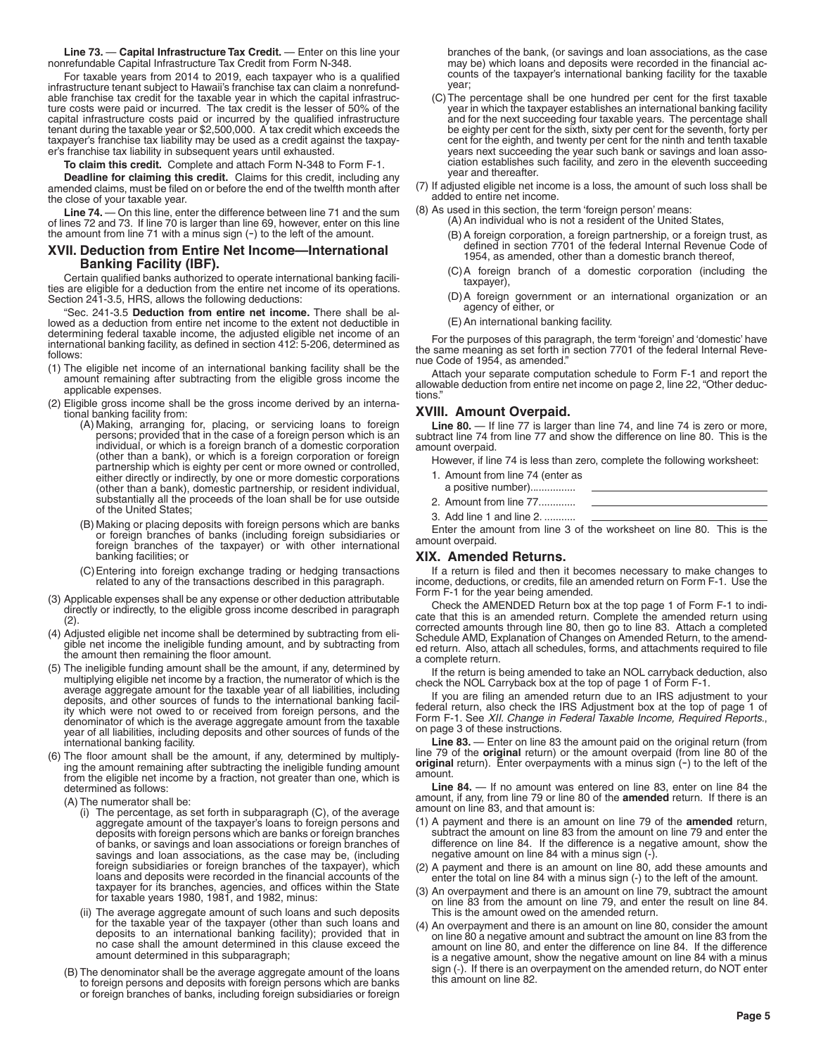**Line 73.** — **Capital Infrastructure Tax Credit.** — Enter on this line your nonrefundable Capital Infrastructure Tax Credit from Form N-348.

For taxable years from 2014 to 2019, each taxpayer who is a qualified infrastructure tenant subject to Hawaii's franchise tax can claim a nonrefundable franchise tax credit for the taxable year in which the capital infrastructure costs were paid or incurred. The tax credit is the lesser of 50% of the capital infrastructure costs paid or incurred by the qualified infrastructure tenant during the taxable year or $2,500,000. A tax credit which exceeds the taxpayer's franchise tax liability may be used as a credit against the taxpayer's franchise tax liability in subsequent years until exhausted.

**To claim this credit.** Complete and attach Form N-348 to Form F-1.

**Deadline for claiming this credit.** Claims for this credit, including any amended claims, must be filed on or before the end of the twelfth month after the close of your taxable year.

**Line 74.** — On this line, enter the difference between line 71 and the sum of lines 72 and 73. If line 70 is larger than line 69, however, enter on this line the amount from line 71 with a minus sign (−) to the left of the amount.

## XVII. Deduction from Entire Net Income—International Banking Facility (IBF).

Certain qualified banks authorized to operate international banking facilities are eligible for a deduction from the entire net income of its operations. Section 241-3.5, HRS, allows the following deductions:

"Sec. 241-3.5 **Deduction from entire net income.** There shall be allowed as a deduction from entire net income to the extent not deductible in determining federal taxable income, the adjusted eligible net income of an international banking facility, as defined in section 412: 5-206, determined as follows:

(1) The eligible net income of an international banking facility shall be the amount remaining after subtracting from the eligible gross income the applicable expenses.

(2) Eligible gross income shall be the gross income derived by an international banking facility from:

   (A) Making, arranging for, placing, or servicing loans to foreign persons; provided that in the case of a foreign person which is an individual, or which is a foreign branch of a domestic corporation (other than a bank), or which is a foreign corporation or foreign partnership which is eighty per cent or more owned or controlled, either directly or indirectly, by one or more domestic corporations (other than a bank), domestic partnership, or resident individual, substantially all the proceeds of the loan shall be for use outside of the United States;

   (B) Making or placing deposits with foreign persons which are banks or foreign branches of banks (including foreign subsidiaries or foreign branches of the taxpayer) or with other international banking facilities; or

   (C) Entering into foreign exchange trading or hedging transactions related to any of the transactions described in this paragraph.

(3) Applicable expenses shall be any expense or other deduction attributable directly or indirectly, to the eligible gross income described in paragraph (2).

(4) Adjusted eligible net income shall be determined by subtracting from eligible net income the ineligible funding amount, and by subtracting from the amount then remaining the floor amount.

(5) The ineligible funding amount shall be the amount, if any, determined by multiplying eligible net income by a fraction, the numerator of which is the average aggregate amount for the taxable year of all liabilities, including deposits, and other sources of funds to the international banking facility which were not owed to or received from foreign persons, and the denominator of which is the average aggregate amount from the taxable year of all liabilities, including deposits and other sources of funds of the international banking facility.

(6) The floor amount shall be the amount, if any, determined by multiplying the amount remaining after subtracting the ineligible funding amount from the eligible net income by a fraction, not greater than one, which is determined as follows:

   (A) The numerator shall be:

      (i) The percentage, as set forth in subparagraph (C), of the average aggregate amount of the taxpayer's loans to foreign persons and deposits with foreign persons which are banks or foreign branches of banks, or savings and loan associations or foreign branches of savings and loan associations, as the case may be), (including foreign subsidiaries or foreign branches of the taxpayer), which loans and deposits were recorded in the financial accounts of the taxpayer for its branches, agencies, and offices within the State for taxable years 1980, 1981, and 1982, minus:

      (ii) The average aggregate amount of such loans and such deposits for the taxable year of the taxpayer (other than such loans and deposits to an international banking facility); provided that in no case shall the amount determined in this clause exceed the amount determined in this subparagraph;

   (B) The denominator shall be the average aggregate amount of the loans to foreign persons and deposits with foreign persons which are banks or foreign branches of banks, including foreign subsidiaries or foreign branches of the bank, (or savings and loan associations, as the case may be) which loans and deposits were recorded in the financial accounts of the taxpayer's international banking facility for the taxable year;

   (C) The percentage shall be one hundred per cent for the first taxable year in which the taxpayer establishes an international banking facility and for the next succeeding four taxable years. The percentage shall be eighty per cent for the sixth, sixty per cent for the seventh, forty per cent for the eighth, and twenty per cent for the ninth and tenth taxable years next succeeding the year such bank or savings and loan association establishes such facility, and zero in the eleventh succeeding year and thereafter.

(7) If adjusted eligible net income is a loss, the amount of such loss shall be added to entire net income.

(8) As used in this section, the term 'foreign person' means:

   (A) An individual who is not a resident of the United States,

   (B) A foreign corporation, a foreign partnership, or a foreign trust, as defined in section 7701 of the federal Internal Revenue Code of 1954, as amended, other than a domestic branch thereof,

   (C) A foreign branch of a domestic corporation (including the taxpayer),

   (D) A foreign government or an international organization or an agency of either, or

   (E) An international banking facility.

For the purposes of this paragraph, the term 'foreign' and 'domestic' have the same meaning as set forth in section 7701 of the federal Internal Revenue Code of 1954, as amended."

Attach your separate computation schedule to Form F-1 and report the allowable deduction from entire net income on page 2, line 22, "Other deductions."

## XVIII. Amount Overpaid.

**Line 80.** — If line 77 is larger than line 74, and line 74 is zero or more, subtract line 74 from line 77 and show the difference on line 80. This is the amount overpaid.

However, if line 74 is less than zero, complete the following worksheet:

1. Amount from line 74 (enter as a positive number)................ \_\_\_\_\_\_\_\_\_\_\_\_\_\_\_\_
2. Amount from line 77............. \_\_\_\_\_\_\_\_\_\_\_\_\_\_\_\_
3. Add line 1 and line 2. ........... \_\_\_\_\_\_\_\_\_\_\_\_\_\_\_\_

Enter the amount from line 3 of the worksheet on line 80. This is the amount overpaid.

## XIX. Amended Returns.

If a return is filed and then it becomes necessary to make changes to income, deductions, or credits, file an amended return on Form F-1. Use the Form F-1 for the year being amended.

Check the AMENDED Return box at the top page 1 of Form F-1 to indicate that this is an amended return. Complete the amended return using corrected amounts through line 80, then go to line 83. Attach a completed Schedule AMD, Explanation of Changes on Amended Return, to the amended return. Also, attach all schedules, forms, and attachments required to file a complete return.

If the return is being amended to take an NOL carryback deduction, also check the NOL Carryback box at the top of page 1 of Form F-1.

If you are filing an amended return due to an IRS adjustment to your federal return, also check the IRS Adjustment box at the top of page 1 of Form F-1. See *XII. Change in Federal Taxable Income, Required Reports.*, on page 3 of these instructions.

**Line 83.** — Enter on line 83 the amount paid on the original return (from line 79 of the **original** return) or the amount overpaid (from line 80 of the **original** return). Enter overpayments with a minus sign (−) to the left of the amount.

**Line 84.** — If no amount was entered on line 83, enter on line 84 the amount, if any, from line 79 or line 80 of the **amended** return. If there is an amount on line 83, and that amount is:

(1) A payment and there is an amount on line 79 of the **amended** return, subtract the amount on line 83 from the amount on line 79 and enter the difference on line 84. If the difference is a negative amount, show the negative amount on line 84 with a minus sign (-).

(2) A payment and there is an amount on line 80, add these amounts and enter the total on line 84 with a minus sign (-) to the left of the amount.

(3) An overpayment and there is an amount on line 79, subtract the amount on line 83 from the amount on line 79, and enter the result on line 84. This is the amount owed on the amended return.

(4) An overpayment and there is an amount on line 80, consider the amount on line 80 a negative amount and subtract the amount on line 83 from the amount on line 80, and enter the difference on line 84. If the difference is a negative amount, show the negative amount on line 84 with a minus sign (-). If there is an overpayment on the amended return, do NOT enter this amount on line 82.